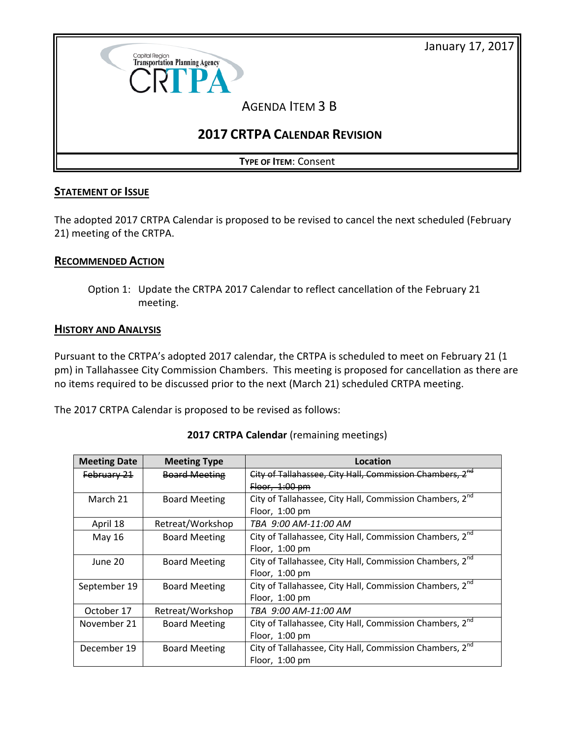January 17, 2017

Capital Region Transportation Planning Agency

CRTPA

# AGENDA ITEM 3 B

# 2017 CRTPA CALENDAR REVISION

**TYPE OF ITEM**: Consent

## STATEMENT OF ISSUE

The adopted 2017 CRTPA Calendar is proposed to be revised to cancel the next scheduled (February 21) meeting of the CRTPA.

## RECOMMENDED ACTION

Option 1: Update the CRTPA 2017 Calendar to reflect cancellation of the February 21 meeting.

## HISTORY AND ANALYSIS

Pursuant to the CRTPA's adopted 2017 calendar, the CRTPA is scheduled to meet on February 21 (1 pm) in Tallahassee City Commission Chambers. This meeting is proposed for cancellation as there are no items required to be discussed prior to the next (March 21) scheduled CRTPA meeting.

The 2017 CRTPA Calendar is proposed to be revised as follows:

**2017 CRTPA Calendar** (remaining meetings)

| Meeting Date | Meeting Type | Location |
|---|---|---|
| ~~February 21~~ | ~~Board Meeting~~ | ~~City of Tallahassee, City Hall, Commission Chambers, 2nd Floor, 1:00 pm~~ |
| March 21 | Board Meeting | City of Tallahassee, City Hall, Commission Chambers, 2nd Floor, 1:00 pm |
| April 18 | Retreat/Workshop | *TBA 9:00 AM-11:00 AM* |
| May 16 | Board Meeting | City of Tallahassee, City Hall, Commission Chambers, 2nd Floor, 1:00 pm |
| June 20 | Board Meeting | City of Tallahassee, City Hall, Commission Chambers, 2nd Floor, 1:00 pm |
| September 19 | Board Meeting | City of Tallahassee, City Hall, Commission Chambers, 2nd Floor, 1:00 pm |
| October 17 | Retreat/Workshop | *TBA 9:00 AM-11:00 AM* |
| November 21 | Board Meeting | City of Tallahassee, City Hall, Commission Chambers, 2nd Floor, 1:00 pm |
| December 19 | Board Meeting | City of Tallahassee, City Hall, Commission Chambers, 2nd Floor, 1:00 pm |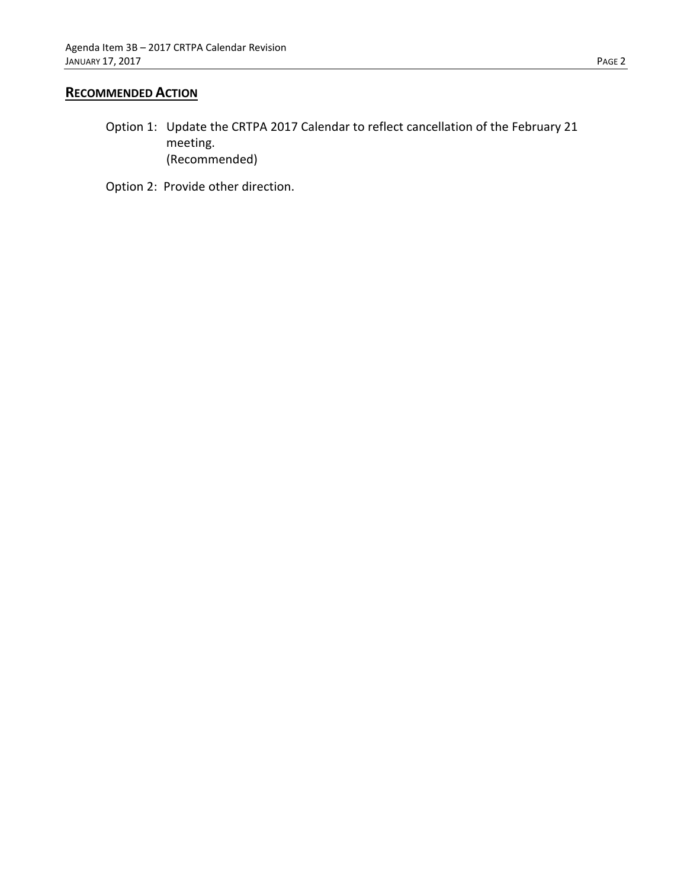## **RECOMMENDED ACTION**

Option 1: Update the CRTPA 2017 Calendar to reflect cancellation of the February 21 meeting.
(Recommended)

Option 2: Provide other direction.